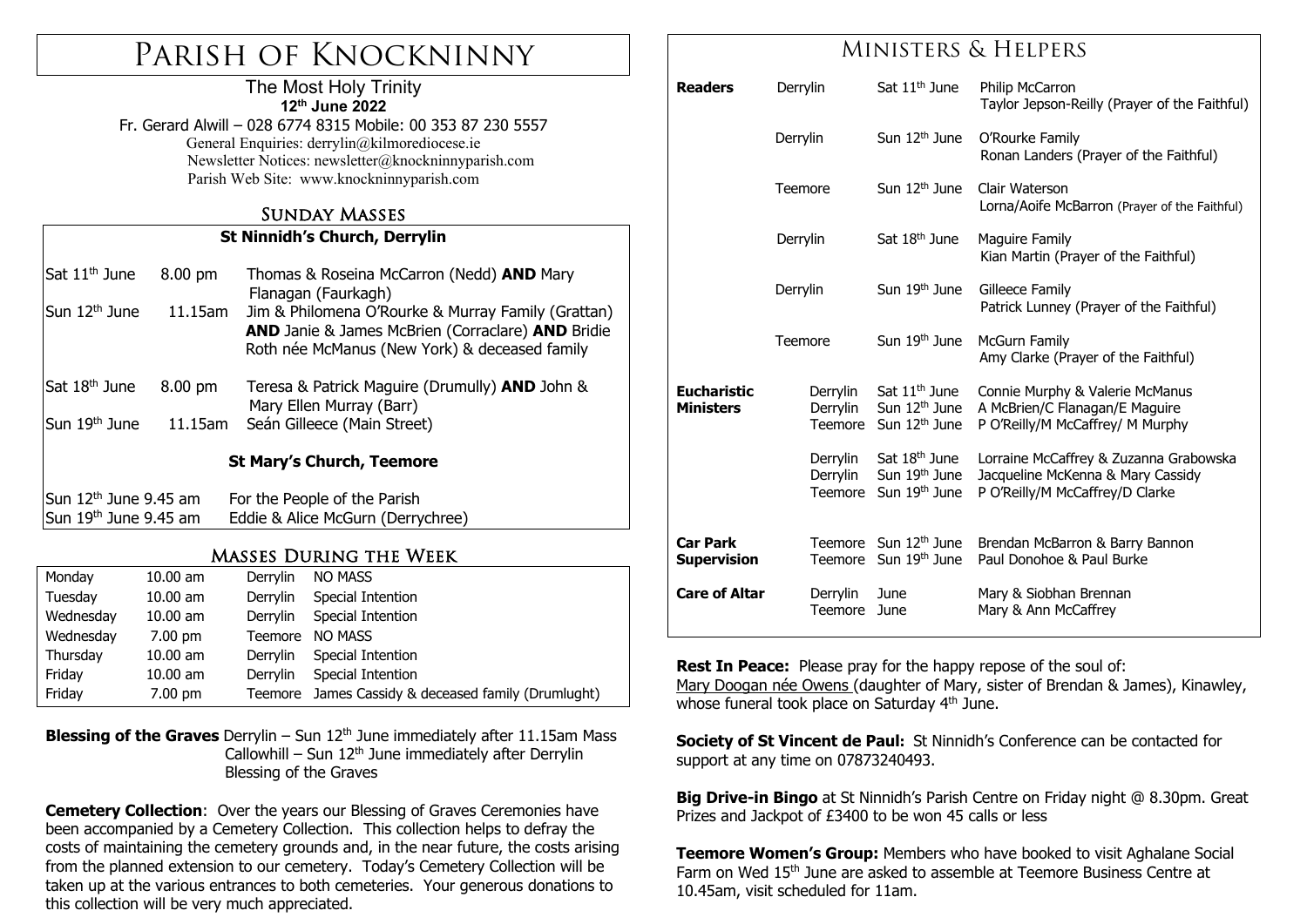# Parish of Knockninny

The Most Holy Trinity
**12th June 2022**

Fr. Gerard Alwill – 028 6774 8315 Mobile: 00 353 87 230 5557
General Enquiries: derrylin@kilmorediocese.ie
Newsletter Notices: newsletter@knockninnyparish.com
Parish Web Site: www.knockninnyparish.com

## Sunday Masses

**St Ninnidh's Church, Derrylin**

| Date | Time | Intention |
|---|---|---|
| Sat 11th June | 8.00 pm | Thomas & Roseina McCarron (Nedd) **AND** Mary Flanagan (Faurkagh) |
| Sun 12th June | 11.15am | Jim & Philomena O'Rourke & Murray Family (Grattan) **AND** Janie & James McBrien (Corraclare) **AND** Bridie Roth née McManus (New York) & deceased family |
| Sat 18th June | 8.00 pm | Teresa & Patrick Maguire (Drumully) **AND** John & Mary Ellen Murray (Barr) |
| Sun 19th June | 11.15am | Seán Gilleece (Main Street) |

**St Mary's Church, Teemore**

| Date | Intention |
|---|---|
| Sun 12th June 9.45 am | For the People of the Parish |
| Sun 19th June 9.45 am | Eddie & Alice McGurn (Derrychree) |

## Masses During the Week

| Day | Time | Church | Intention |
|---|---|---|---|
| Monday | 10.00 am | Derrylin | NO MASS |
| Tuesday | 10.00 am | Derrylin | Special Intention |
| Wednesday | 10.00 am | Derrylin | Special Intention |
| Wednesday | 7.00 pm | Teemore | NO MASS |
| Thursday | 10.00 am | Derrylin | Special Intention |
| Friday | 10.00 am | Derrylin | Special Intention |
| Friday | 7.00 pm | Teemore | James Cassidy & deceased family (Drumlught) |

**Blessing of the Graves** Derrylin – Sun 12th June immediately after 11.15am Mass
Callowhill – Sun 12th June immediately after Derrylin Blessing of the Graves

**Cemetery Collection**: Over the years our Blessing of Graves Ceremonies have been accompanied by a Cemetery Collection. This collection helps to defray the costs of maintaining the cemetery grounds and, in the near future, the costs arising from the planned extension to our cemetery. Today's Cemetery Collection will be taken up at the various entrances to both cemeteries. Your generous donations to this collection will be very much appreciated.

## Ministers & Helpers

| Role | Church | Date | Names |
|---|---|---|---|
| **Readers** | Derrylin | Sat 11th June | Philip McCarron<br>Taylor Jepson-Reilly (Prayer of the Faithful) |
| | Derrylin | Sun 12th June | O'Rourke Family<br>Ronan Landers (Prayer of the Faithful) |
| | Teemore | Sun 12th June | Clair Waterson<br>Lorna/Aoife McBarron (Prayer of the Faithful) |
| | Derrylin | Sat 18th June | Maguire Family<br>Kian Martin (Prayer of the Faithful) |
| | Derrylin | Sun 19th June | Gilleece Family<br>Patrick Lunney (Prayer of the Faithful) |
| | Teemore | Sun 19th June | McGurn Family<br>Amy Clarke (Prayer of the Faithful) |
| **Eucharistic Ministers** | Derrylin | Sat 11th June | Connie Murphy & Valerie McManus |
| | Derrylin | Sun 12th June | A McBrien/C Flanagan/E Maguire |
| | Teemore | Sun 12th June | P O'Reilly/M McCaffrey/ M Murphy |
| | Derrylin | Sat 18th June | Lorraine McCaffrey & Zuzanna Grabowska |
| | Derrylin | Sun 19th June | Jacqueline McKenna & Mary Cassidy |
| | Teemore | Sun 19th June | P O'Reilly/M McCaffrey/D Clarke |
| **Car Park Supervision** | Teemore | Sun 12th June | Brendan McBarron & Barry Bannon |
| | Teemore | Sun 19th June | Paul Donohoe & Paul Burke |
| **Care of Altar** | Derrylin | June | Mary & Siobhan Brennan |
| | Teemore | June | Mary & Ann McCaffrey |

**Rest In Peace:** Please pray for the happy repose of the soul of:
Mary Doogan née Owens (daughter of Mary, sister of Brendan & James), Kinawley, whose funeral took place on Saturday 4th June.

**Society of St Vincent de Paul:** St Ninnidh's Conference can be contacted for support at any time on 07873240493.

**Big Drive-in Bingo** at St Ninnidh's Parish Centre on Friday night @ 8.30pm. Great Prizes and Jackpot of £3400 to be won 45 calls or less

**Teemore Women's Group:** Members who have booked to visit Aghalane Social Farm on Wed 15th June are asked to assemble at Teemore Business Centre at 10.45am, visit scheduled for 11am.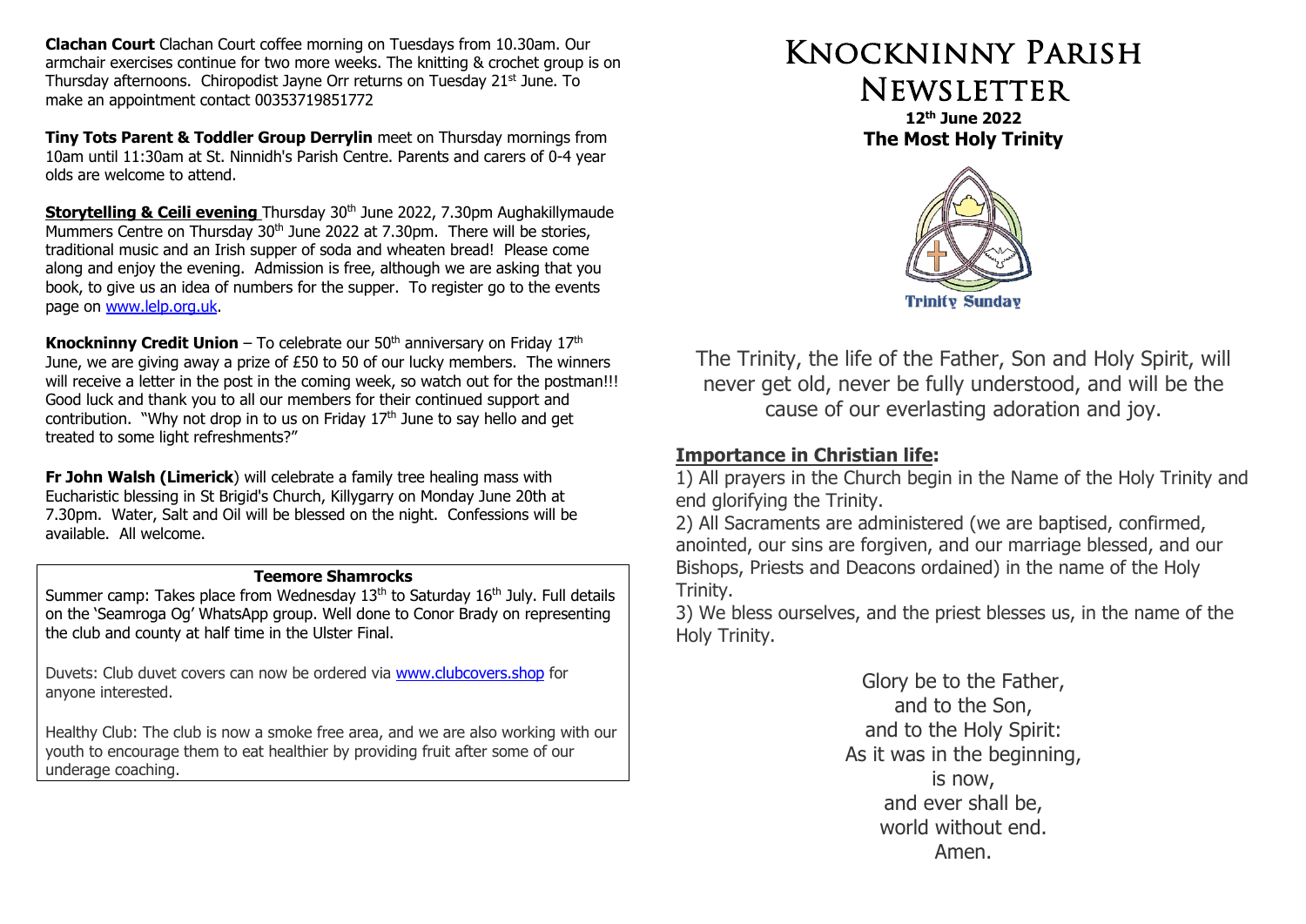**Clachan Court** Clachan Court coffee morning on Tuesdays from 10.30am. Our armchair exercises continue for two more weeks. The knitting & crochet group is on Thursday afternoons. Chiropodist Jayne Orr returns on Tuesday 21st June. To make an appointment contact 00353719851772

**Tiny Tots Parent & Toddler Group Derrylin** meet on Thursday mornings from 10am until 11:30am at St. Ninnidh's Parish Centre. Parents and carers of 0-4 year olds are welcome to attend.

**Storytelling & Ceili evening** Thursday 30th June 2022, 7.30pm Aughakillymaude Mummers Centre on Thursday 30th June 2022 at 7.30pm. There will be stories, traditional music and an Irish supper of soda and wheaten bread! Please come along and enjoy the evening. Admission is free, although we are asking that you book, to give us an idea of numbers for the supper. To register go to the events page on www.lelp.org.uk.

**Knockninny Credit Union** – To celebrate our 50th anniversary on Friday 17th June, we are giving away a prize of £50 to 50 of our lucky members. The winners will receive a letter in the post in the coming week, so watch out for the postman!!! Good luck and thank you to all our members for their continued support and contribution. "Why not drop in to us on Friday 17th June to say hello and get treated to some light refreshments?"

**Fr John Walsh (Limerick**) will celebrate a family tree healing mass with Eucharistic blessing in St Brigid's Church, Killygarry on Monday June 20th at 7.30pm. Water, Salt and Oil will be blessed on the night. Confessions will be available. All welcome.

**Teemore Shamrocks**

Summer camp: Takes place from Wednesday 13th to Saturday 16th July. Full details on the 'Seamroga Og' WhatsApp group. Well done to Conor Brady on representing the club and county at half time in the Ulster Final.

Duvets: Club duvet covers can now be ordered via www.clubcovers.shop for anyone interested.

Healthy Club: The club is now a smoke free area, and we are also working with our youth to encourage them to eat healthier by providing fruit after some of our underage coaching.

# Knockninny Parish Newsletter

**12th June 2022**
**The Most Holy Trinity**

Trinity Sunday

The Trinity, the life of the Father, Son and Holy Spirit, will never get old, never be fully understood, and will be the cause of our everlasting adoration and joy.

## Importance in Christian life:

1) All prayers in the Church begin in the Name of the Holy Trinity and end glorifying the Trinity.
2) All Sacraments are administered (we are baptised, confirmed, anointed, our sins are forgiven, and our marriage blessed, and our Bishops, Priests and Deacons ordained) in the name of the Holy Trinity.
3) We bless ourselves, and the priest blesses us, in the name of the Holy Trinity.

Glory be to the Father,
and to the Son,
and to the Holy Spirit:
As it was in the beginning,
is now,
and ever shall be,
world without end.
Amen.